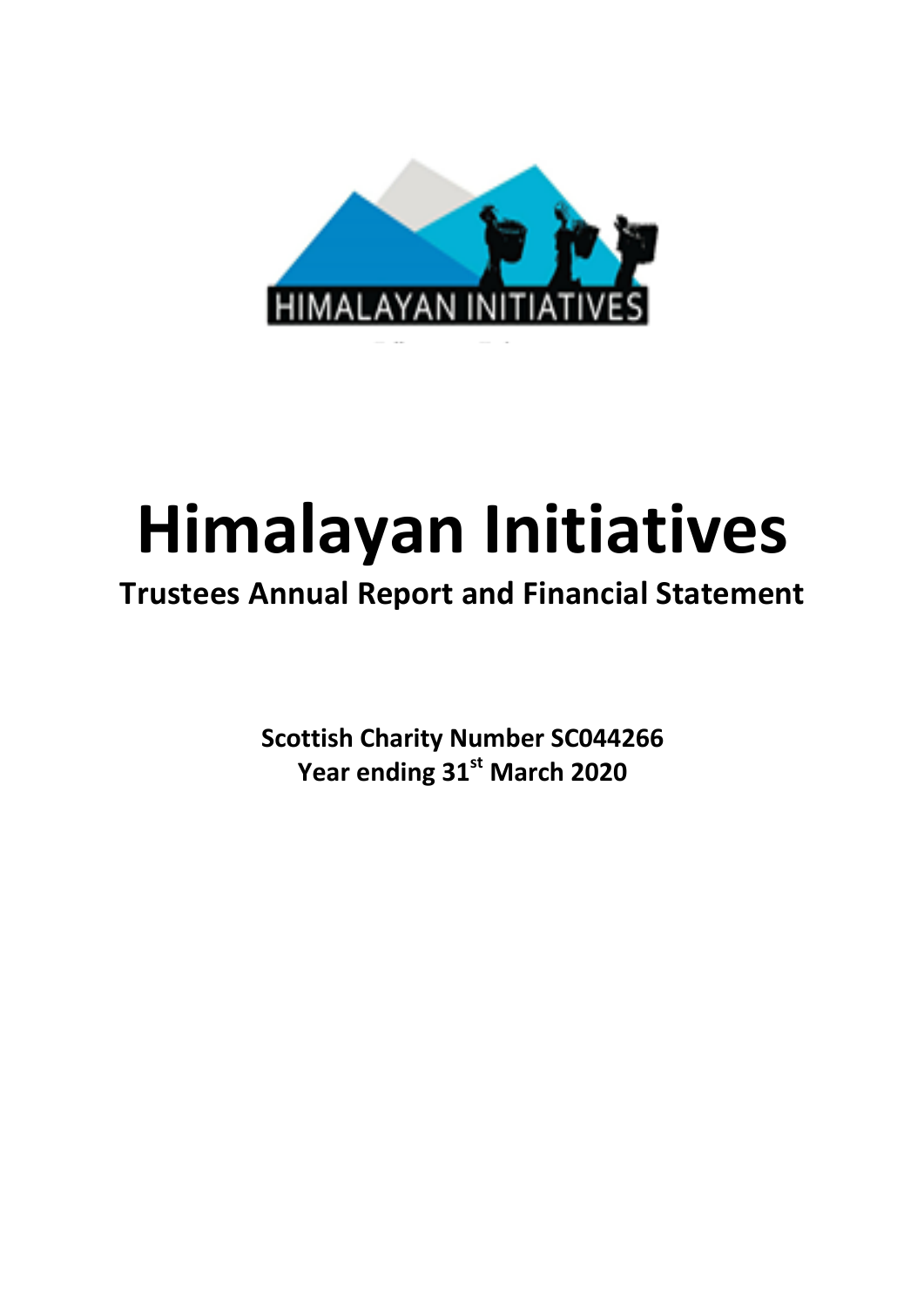# Himalayan Initiatives

## Trustees Annual Report and Financial Statement

**Scottish Charity Number SC044266**

**Year ending 31st March 2020**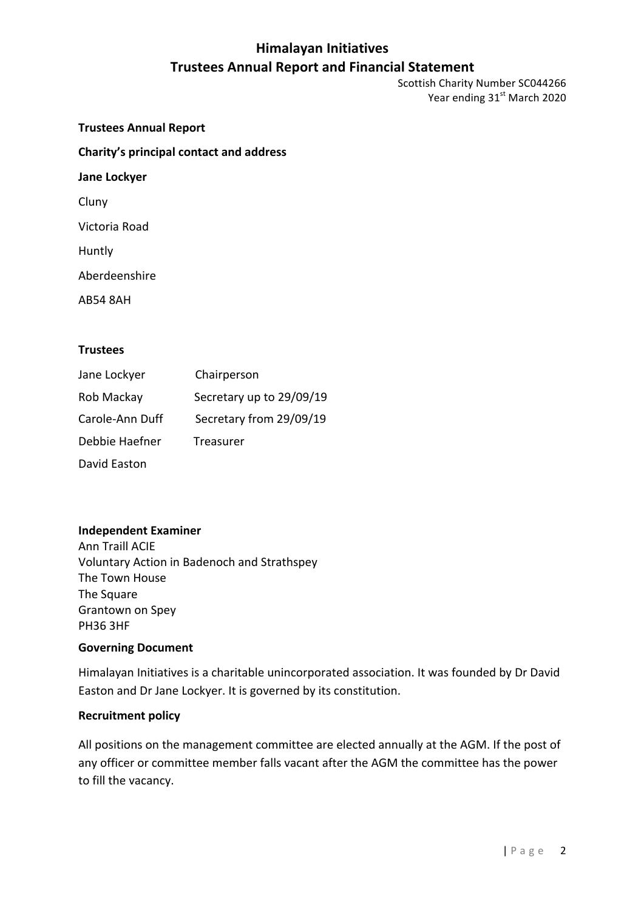# Himalayan Initiatives
# Trustees Annual Report and Financial Statement

Scottish Charity Number SC044266
Year ending 31st March 2020

**Trustees Annual Report**

**Charity's principal contact and address**

**Jane Lockyer**

Cluny

Victoria Road

Huntly

Aberdeenshire

AB54 8AH

**Trustees**

| | |
|---|---|
| Jane Lockyer | Chairperson |
| Rob Mackay | Secretary up to 29/09/19 |
| Carole-Ann Duff | Secretary from 29/09/19 |
| Debbie Haefner | Treasurer |
| David Easton | |

**Independent Examiner**
Ann Traill ACIE
Voluntary Action in Badenoch and Strathspey
The Town House
The Square
Grantown on Spey
PH36 3HF

**Governing Document**

Himalayan Initiatives is a charitable unincorporated association. It was founded by Dr David Easton and Dr Jane Lockyer. It is governed by its constitution.

**Recruitment policy**

All positions on the management committee are elected annually at the AGM. If the post of any officer or committee member falls vacant after the AGM the committee has the power to fill the vacancy.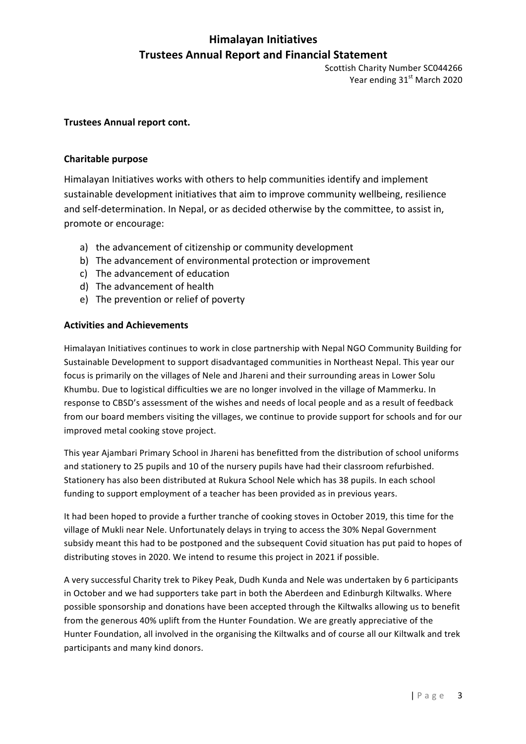**Trustees Annual report cont.**

## Charitable purpose

Himalayan Initiatives works with others to help communities identify and implement sustainable development initiatives that aim to improve community wellbeing, resilience and self-determination. In Nepal, or as decided otherwise by the committee, to assist in, promote or encourage:

a) the advancement of citizenship or community development
b) The advancement of environmental protection or improvement
c) The advancement of education
d) The advancement of health
e) The prevention or relief of poverty

## Activities and Achievements

Himalayan Initiatives continues to work in close partnership with Nepal NGO Community Building for Sustainable Development to support disadvantaged communities in Northeast Nepal. This year our focus is primarily on the villages of Nele and Jhareni and their surrounding areas in Lower Solu Khumbu. Due to logistical difficulties we are no longer involved in the village of Mammerku. In response to CBSD's assessment of the wishes and needs of local people and as a result of feedback from our board members visiting the villages, we continue to provide support for schools and for our improved metal cooking stove project.

This year Ajambari Primary School in Jhareni has benefitted from the distribution of school uniforms and stationery to 25 pupils and 10 of the nursery pupils have had their classroom refurbished. Stationery has also been distributed at Rukura School Nele which has 38 pupils. In each school funding to support employment of a teacher has been provided as in previous years.

It had been hoped to provide a further tranche of cooking stoves in October 2019, this time for the village of Mukli near Nele. Unfortunately delays in trying to access the 30% Nepal Government subsidy meant this had to be postponed and the subsequent Covid situation has put paid to hopes of distributing stoves in 2020. We intend to resume this project in 2021 if possible.

A very successful Charity trek to Pikey Peak, Dudh Kunda and Nele was undertaken by 6 participants in October and we had supporters take part in both the Aberdeen and Edinburgh Kiltwalks. Where possible sponsorship and donations have been accepted through the Kiltwalks allowing us to benefit from the generous 40% uplift from the Hunter Foundation. We are greatly appreciative of the Hunter Foundation, all involved in the organising the Kiltwalks and of course all our Kiltwalk and trek participants and many kind donors.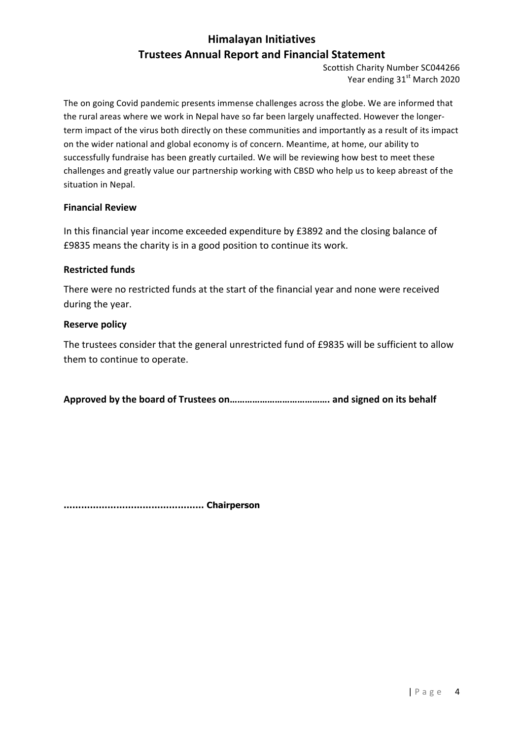# Himalayan Initiatives
# Trustees Annual Report and Financial Statement

Scottish Charity Number SC044266
Year ending 31st March 2020

The on going Covid pandemic presents immense challenges across the globe. We are informed that the rural areas where we work in Nepal have so far been largely unaffected. However the longer-term impact of the virus both directly on these communities and importantly as a result of its impact on the wider national and global economy is of concern. Meantime, at home, our ability to successfully fundraise has been greatly curtailed. We will be reviewing how best to meet these challenges and greatly value our partnership working with CBSD who help us to keep abreast of the situation in Nepal.

**Financial Review**

In this financial year income exceeded expenditure by £3892 and the closing balance of £9835 means the charity is in a good position to continue its work.

**Restricted funds**

There were no restricted funds at the start of the financial year and none were received during the year.

**Reserve policy**

The trustees consider that the general unrestricted fund of £9835 will be sufficient to allow them to continue to operate.

**Approved by the board of Trustees on………………………………. and signed on its behalf**

**............................................. Chairperson**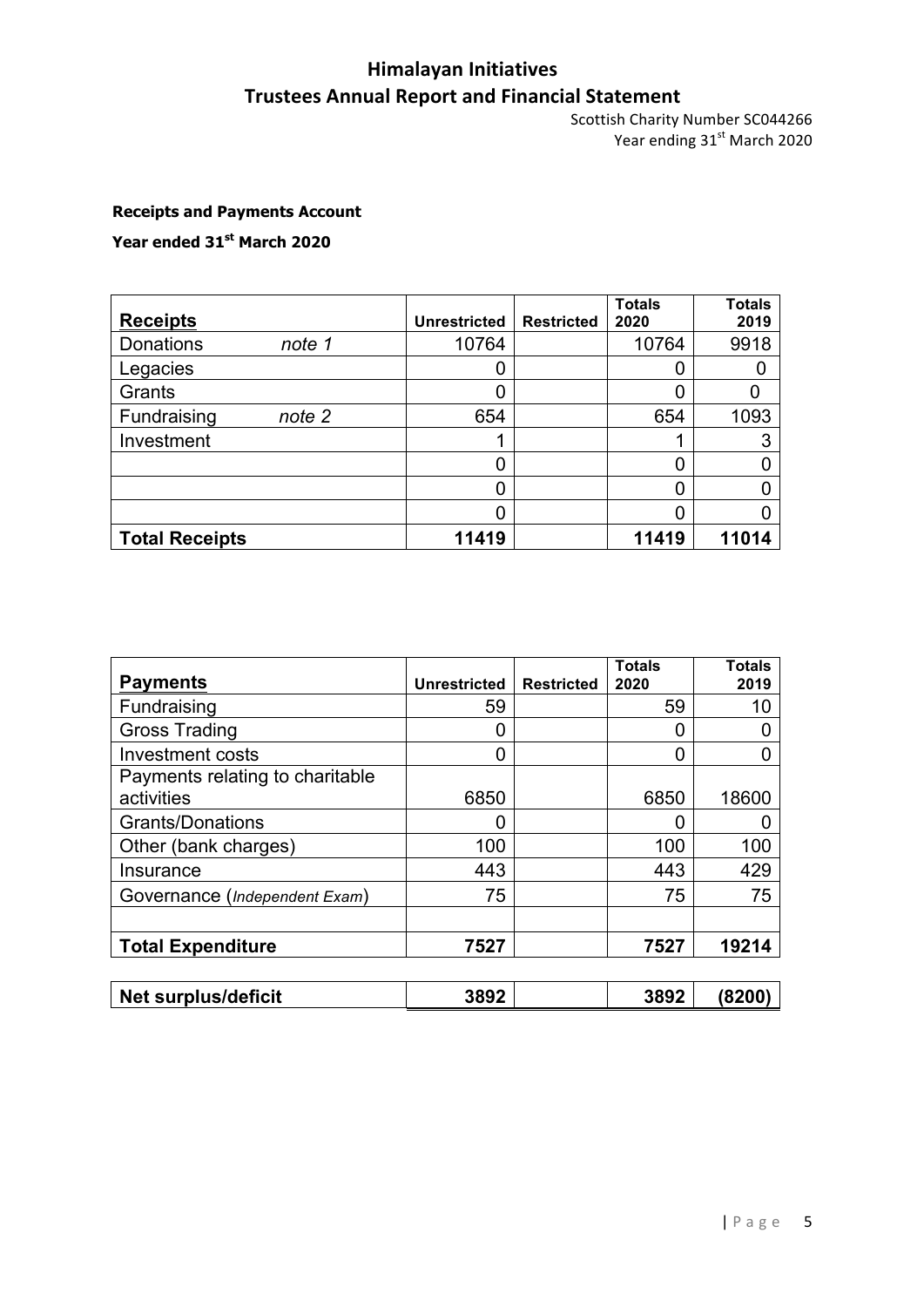# Himalayan Initiatives
# Trustees Annual Report and Financial Statement

Scottish Charity Number SC044266
Year ending 31st March 2020

**Receipts and Payments Account**

**Year ended 31st March 2020**

| **Receipts** | | **Unrestricted** | **Restricted** | **Totals 2020** | **Totals 2019** |
|---|---|---|---|---|---|
| Donations | *note 1* | 10764 | | 10764 | 9918 |
| Legacies | | 0 | | 0 | 0 |
| Grants | | 0 | | 0 | 0 |
| Fundraising | *note 2* | 654 | | 654 | 1093 |
| Investment | | 1 | | 1 | 3 |
| | | 0 | | 0 | 0 |
| | | 0 | | 0 | 0 |
| | | 0 | | 0 | 0 |
| **Total Receipts** | | **11419** | | **11419** | **11014** |

| **Payments** | **Unrestricted** | **Restricted** | **Totals 2020** | **Totals 2019** |
|---|---|---|---|---|
| Fundraising | 59 | | 59 | 10 |
| Gross Trading | 0 | | 0 | 0 |
| Investment costs | 0 | | 0 | 0 |
| Payments relating to charitable activities | 6850 | | 6850 | 18600 |
| Grants/Donations | 0 | | 0 | 0 |
| Other (bank charges) | 100 | | 100 | 100 |
| Insurance | 443 | | 443 | 429 |
| Governance (*Independent Exam*) | 75 | | 75 | 75 |
| | | | | |
| **Total Expenditure** | **7527** | | **7527** | **19214** |
| | | | | |
| **Net surplus/deficit** | **3892** | | **3892** | **(8200)** |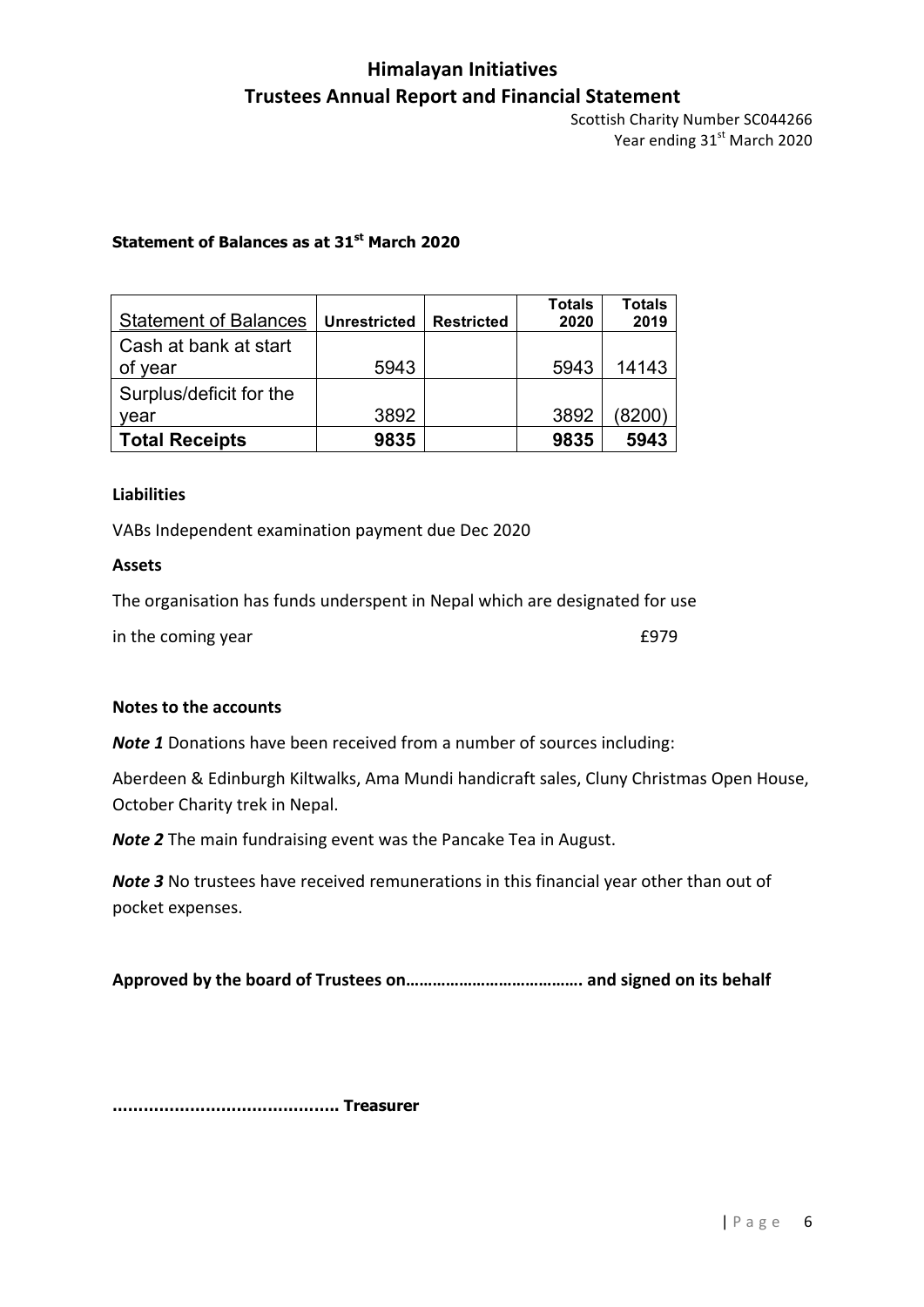**Statement of Balances as at 31st March 2020**

| Statement of Balances | Unrestricted | Restricted | Totals 2020 | Totals 2019 |
|---|---|---|---|---|
| Cash at bank at start of year | 5943 | | 5943 | 14143 |
| Surplus/deficit for the year | 3892 | | 3892 | (8200) |
| **Total Receipts** | **9835** | | **9835** | **5943** |

**Liabilities**

VABs Independent examination payment due Dec 2020

**Assets**

The organisation has funds underspent in Nepal which are designated for use

in the coming year £979

**Notes to the accounts**

***Note 1*** Donations have been received from a number of sources including:

Aberdeen & Edinburgh Kiltwalks, Ama Mundi handicraft sales, Cluny Christmas Open House, October Charity trek in Nepal.

***Note 2*** The main fundraising event was the Pancake Tea in August.

***Note 3*** No trustees have received remunerations in this financial year other than out of pocket expenses.

**Approved by the board of Trustees on…………………………………. and signed on its behalf**

**……………………………………. Treasurer**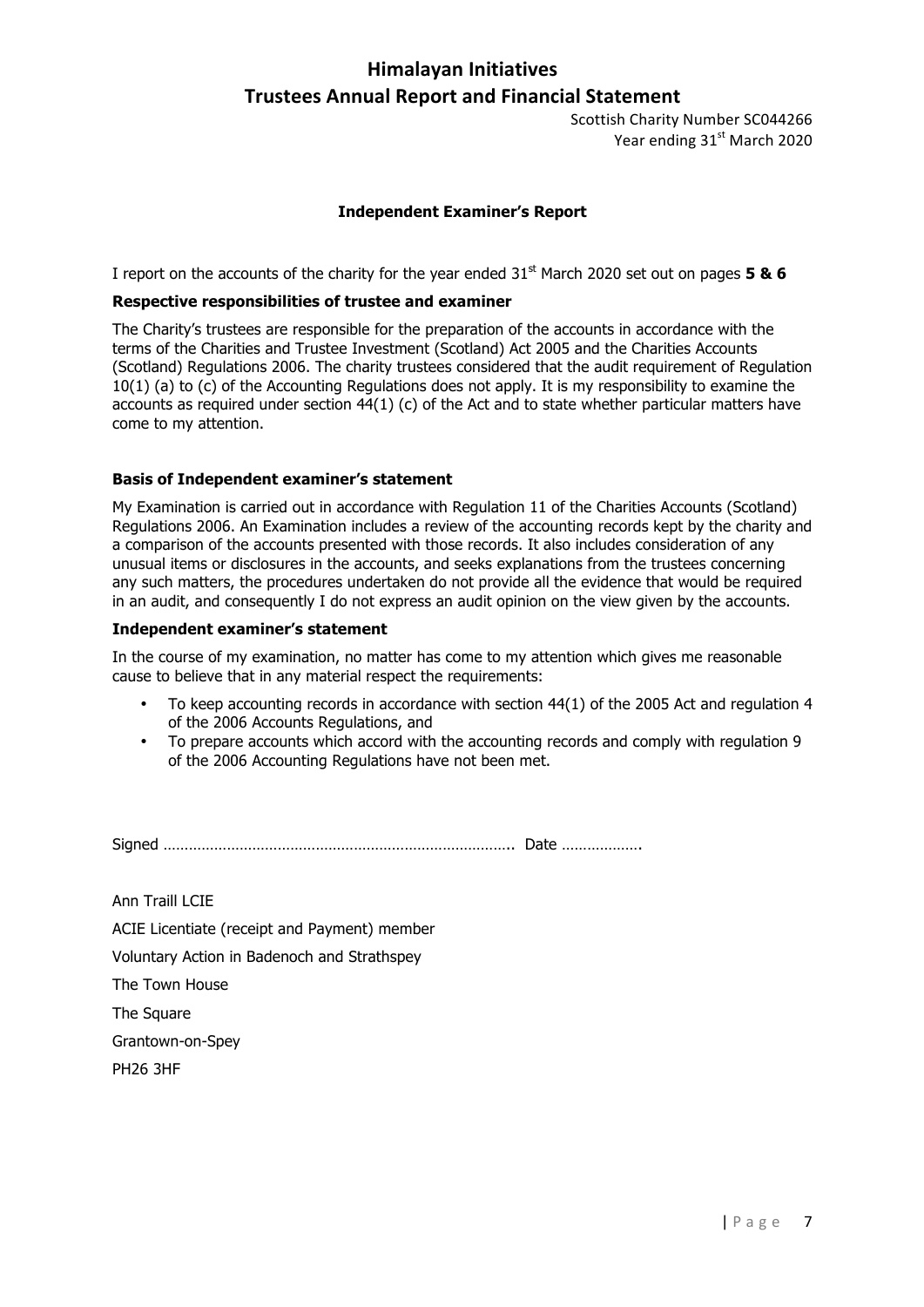# Himalayan Initiatives

## Trustees Annual Report and Financial Statement

Scottish Charity Number SC044266
Year ending 31st March 2020

### Independent Examiner's Report

I report on the accounts of the charity for the year ended 31st March 2020 set out on pages **5 & 6**

**Respective responsibilities of trustee and examiner**

The Charity's trustees are responsible for the preparation of the accounts in accordance with the terms of the Charities and Trustee Investment (Scotland) Act 2005 and the Charities Accounts (Scotland) Regulations 2006. The charity trustees considered that the audit requirement of Regulation 10(1) (a) to (c) of the Accounting Regulations does not apply. It is my responsibility to examine the accounts as required under section 44(1) (c) of the Act and to state whether particular matters have come to my attention.

**Basis of Independent examiner's statement**

My Examination is carried out in accordance with Regulation 11 of the Charities Accounts (Scotland) Regulations 2006. An Examination includes a review of the accounting records kept by the charity and a comparison of the accounts presented with those records. It also includes consideration of any unusual items or disclosures in the accounts, and seeks explanations from the trustees concerning any such matters, the procedures undertaken do not provide all the evidence that would be required in an audit, and consequently I do not express an audit opinion on the view given by the accounts.

**Independent examiner's statement**

In the course of my examination, no matter has come to my attention which gives me reasonable cause to believe that in any material respect the requirements:

- To keep accounting records in accordance with section 44(1) of the 2005 Act and regulation 4 of the 2006 Accounts Regulations, and
- To prepare accounts which accord with the accounting records and comply with regulation 9 of the 2006 Accounting Regulations have not been met.

Signed ……………………………………………………………………….. Date ……………….

Ann Traill LCIE

ACIE Licentiate (receipt and Payment) member

Voluntary Action in Badenoch and Strathspey

The Town House

The Square

Grantown-on-Spey

PH26 3HF